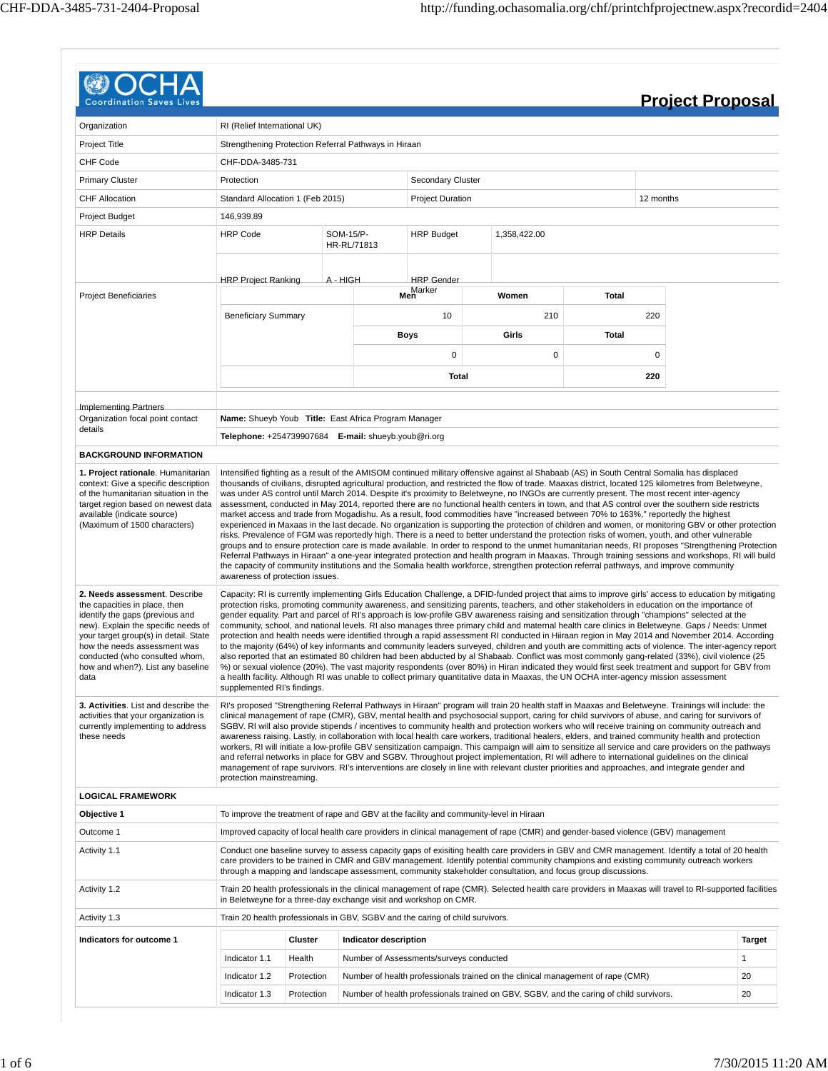# Project Proposal

| | |
|---|---|
| Organization | RI (Relief International UK) |
| Project Title | Strengthening Protection Referral Pathways in Hiraan |
| CHF Code | CHF-DDA-3485-731 |
| Primary Cluster | Protection |
| Secondary Cluster | |
| CHF Allocation | Standard Allocation 1 (Feb 2015) |
| Project Duration | 12 months |
| Project Budget | 146,939.89 |
| HRP Details | HRP Code: SOM-15/P-HR-RL/71813; HRP Budget: 1,358,422.00; HRP Project Ranking: A - HIGH; HRP Gender Marker: |

**Project Beneficiaries**

| | Men | Women | Total |
|---|---|---|---|
| Beneficiary Summary | 10 | 210 | 220 |
| | **Boys** | **Girls** | **Total** |
| | 0 | 0 | 0 |
| | **Total** | | **220** |

| | |
|---|---|
| Implementing Partners | |
| Organization focal point contact details | **Name:** Shueyb Youb **Title:** East Africa Program Manager<br>**Telephone:** +254739907684 **E-mail:** shueyb.youb@ri.org |

## BACKGROUND INFORMATION

| | |
|---|---|
| **1. Project rationale**. Humanitarian context: Give a specific description of the humanitarian situation in the target region based on newest data available (indicate source) (Maximum of 1500 characters) | Intensified fighting as a result of the AMISOM continued military offensive against al Shabaab (AS) in South Central Somalia has displaced thousands of civilians, disrupted agricultural production, and restricted the flow of trade. Maaxas district, located 125 kilometres from Beletweyne, was under AS control until March 2014. Despite it's proximity to Beletweyne, no INGOs are currently present. The most recent inter-agency assessment, conducted in May 2014, reported there are no functional health centers in town, and that AS control over the southern side restricts market access and trade from Mogadishu. As a result, food commodities have "increased between 70% to 163%," reportedly the highest experienced in Maxaas in the last decade. No organization is supporting the protection of children and women, or monitoring GBV or other protection risks. Prevalence of FGM was reportedly high. There is a need to better understand the protection risks of women, youth, and other vulnerable groups and to ensure protection care is made available. In order to respond to the unmet humanitarian needs, RI proposes "Strengthening Protection Referral Pathways in Hiraan" a one-year integrated protection and health program in Maaxas. Through training sessions and workshops, RI will build the capacity of community institutions and the Somalia health workforce, strengthen protection referral pathways, and improve community awareness of protection issues. |
| **2. Needs assessment**. Describe the capacities in place, then identify the gaps (previous and new). Explain the specific needs of your target group(s) in detail. State how the needs assessment was conducted (who consulted whom, how and when?). List any baseline data | Capacity: RI is currently implementing Girls Education Challenge, a DFID-funded project that aims to improve girls' access to education by mitigating protection risks, promoting community awareness, and sensitizing parents, teachers, and other stakeholders in education on the importance of gender equality. Part and parcel of RI's approach is low-profile GBV awareness raising and sensitization through "champions" selected at the community, school, and national levels. RI also manages three primary child and maternal health care clinics in Beletweyne. Gaps / Needs: Unmet protection and health needs were identified through a rapid assessment RI conducted in Hiiraan region in May 2014 and November 2014. According to the majority (64%) of key informants and community leaders surveyed, children and youth are committing acts of violence. The inter-agency report also reported that an estimated 80 children had been abducted by al Shabaab. Conflict was most commonly gang-related (33%), civil violence (25 %) or sexual violence (20%). The vast majority respondents (over 80%) in Hiran indicated they would first seek treatment and support for GBV from a health facility. Although RI was unable to collect primary quantitative data in Maaxas, the UN OCHA inter-agency mission assessment supplemented RI's findings. |
| **3. Activities**. List and describe the activities that your organization is currently implementing to address these needs | RI's proposed "Strengthening Referral Pathways in Hiraan" program will train 20 health staff in Maaxas and Beletweyne. Trainings will include: the clinical management of rape (CMR), GBV, mental health and psychosocial support, caring for child survivors of abuse, and caring for survivors of SGBV. RI will also provide stipends / incentives to community health and protection workers who will receive training on community outreach and awareness raising. Lastly, in collaboration with local health care workers, traditional healers, elders, and trained community health and protection workers, RI will initiate a low-profile GBV sensitization campaign. This campaign will aim to sensitize all service and care providers on the pathways and referral networks in place for GBV and SGBV. Throughout project implementation, RI will adhere to international guidelines on the clinical management of rape survivors. RI's interventions are closely in line with relevant cluster priorities and approaches, and integrate gender and protection mainstreaming. |

## LOGICAL FRAMEWORK

| | |
|---|---|
| **Objective 1** | To improve the treatment of rape and GBV at the facility and community-level in Hiraan |
| Outcome 1 | Improved capacity of local health care providers in clinical management of rape (CMR) and gender-based violence (GBV) management |
| Activity 1.1 | Conduct one baseline survey to assess capacity gaps of exisiting health care providers in GBV and CMR management. Identify a total of 20 health care providers to be trained in CMR and GBV management. Identify potential community champions and existing community outreach workers through a mapping and landscape assessment, community stakeholder consultation, and focus group discussions. |
| Activity 1.2 | Train 20 health professionals in the clinical management of rape (CMR). Selected health care providers in Maaxas will travel to RI-supported facilities in Beletweyne for a three-day exchange visit and workshop on CMR. |
| Activity 1.3 | Train 20 health professionals in GBV, SGBV and the caring of child survivors. |

**Indicators for outcome 1**

| | Cluster | Indicator description | Target |
|---|---|---|---|
| Indicator 1.1 | Health | Number of Assessments/surveys conducted | 1 |
| Indicator 1.2 | Protection | Number of health professionals trained on the clinical management of rape (CMR) | 20 |
| Indicator 1.3 | Protection | Number of health professionals trained on GBV, SGBV, and the caring of child survivors. | 20 |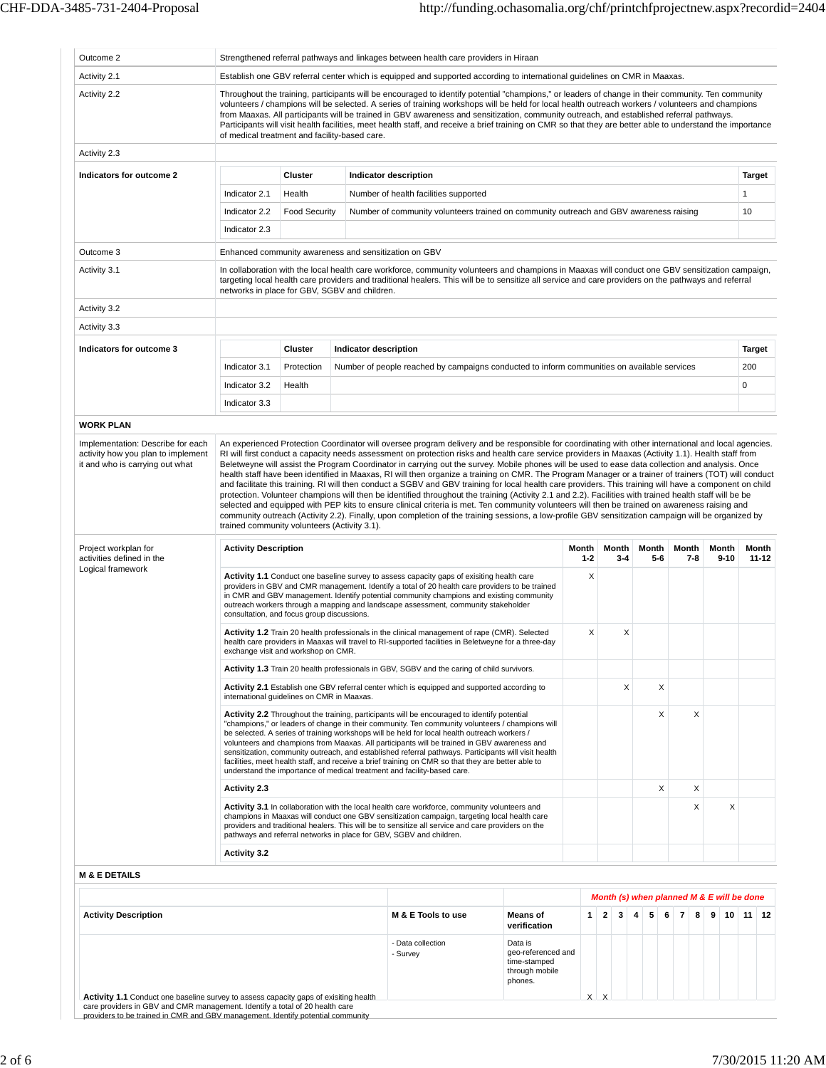| | |
|---|---|
| Outcome 2 | Strengthened referral pathways and linkages between health care providers in Hiraan |
| Activity 2.1 | Establish one GBV referral center which is equipped and supported according to international guidelines on CMR in Maaxas. |
| Activity 2.2 | Throughout the training, participants will be encouraged to identify potential "champions," or leaders of change in their community. Ten community volunteers / champions will be selected. A series of training workshops will be held for local health outreach workers / volunteers and champions from Maaxas. All participants will be trained in GBV awareness and sensitization, community outreach, and established referral pathways. Participants will visit health facilities, meet health staff, and receive a brief training on CMR so that they are better able to understand the importance of medical treatment and facility-based care. |
| Activity 2.3 | |

**Indicators for outcome 2**

| | Cluster | Indicator description | Target |
|---|---|---|---|
| Indicator 2.1 | Health | Number of health facilities supported | 1 |
| Indicator 2.2 | Food Security | Number of community volunteers trained on community outreach and GBV awareness raising | 10 |
| Indicator 2.3 | | | |

| | |
|---|---|
| Outcome 3 | Enhanced community awareness and sensitization on GBV |
| Activity 3.1 | In collaboration with the local health care workforce, community volunteers and champions in Maaxas will conduct one GBV sensitization campaign, targeting local health care providers and traditional healers. This will be to sensitize all service and care providers on the pathways and referral networks in place for GBV, SGBV and children. |
| Activity 3.2 | |
| Activity 3.3 | |

**Indicators for outcome 3**

| | Cluster | Indicator description | Target |
|---|---|---|---|
| Indicator 3.1 | Protection | Number of people reached by campaigns conducted to inform communities on available services | 200 |
| Indicator 3.2 | Health | | 0 |
| Indicator 3.3 | | | |

## WORK PLAN

**Implementation: Describe for each activity how you plan to implement it and who is carrying out what**

An experienced Protection Coordinator will oversee program delivery and be responsible for coordinating with other international and local agencies. RI will first conduct a capacity needs assessment on protection risks and health care service providers in Maaxas (Activity 1.1). Health staff from Beletweyne will assist the Program Coordinator in carrying out the survey. Mobile phones will be used to ease data collection and analysis. Once health staff have been identified in Maaxas, RI will then organize a training on CMR. The Program Manager or a trainer of trainers (TOT) will conduct and facilitate this training. RI will then conduct a SGBV and GBV training for local health care providers. This training will have a component on child protection. Volunteer champions will then be identified throughout the training (Activity 2.1 and 2.2). Facilities with trained health staff will be be selected and equipped with PEP kits to ensure clinical criteria is met. Ten community volunteers will then be trained on awareness raising and community outreach (Activity 2.2). Finally, upon completion of the training sessions, a low-profile GBV sensitization campaign will be organized by trained community volunteers (Activity 3.1).

**Project workplan for activities defined in the Logical framework**

| Activity Description | Month 1-2 | Month 3-4 | Month 5-6 | Month 7-8 | Month 9-10 | Month 11-12 |
|---|---|---|---|---|---|---|
| **Activity 1.1** Conduct one baseline survey to assess capacity gaps of exisiting health care providers in GBV and CMR management. Identify a total of 20 health care providers to be trained in CMR and GBV management. Identify potential community champions and existing community outreach workers through a mapping and landscape assessment, community stakeholder consultation, and focus group discussions. | X | | | | | |
| **Activity 1.2** Train 20 health professionals in the clinical management of rape (CMR). Selected health care providers in Maaxas will travel to RI-supported facilities in Beletweyne for a three-day exchange visit and workshop on CMR. | X | X | | | | |
| **Activity 1.3** Train 20 health professionals in GBV, SGBV and the caring of child survivors. | | | | | | |
| **Activity 2.1** Establish one GBV referral center which is equipped and supported according to international guidelines on CMR in Maaxas. | | X | X | | | |
| **Activity 2.2** Throughout the training, participants will be encouraged to identify potential "champions," or leaders of change in their community. Ten community volunteers / champions will be selected. A series of training workshops will be held for local health outreach workers / volunteers and champions from Maaxas. All participants will be trained in GBV awareness and sensitization, community outreach, and established referral pathways. Participants will visit health facilities, meet health staff, and receive a brief training on CMR so that they are better able to understand the importance of medical treatment and facility-based care. | | | X | X | | |
| **Activity 2.3** | | | X | X | | |
| **Activity 3.1** In collaboration with the local health care workforce, community volunteers and champions in Maaxas will conduct one GBV sensitization campaign, targeting local health care providers and traditional healers. This will be to sensitize all service and care providers on the pathways and referral networks in place for GBV, SGBV and children. | | | | X | X | |
| **Activity 3.2** | | | | | | |

## M & E DETAILS

| Activity Description | M & E Tools to use | Means of verification | 1 | 2 | 3 | 4 | 5 | 6 | 7 | 8 | 9 | 10 | 11 | 12 |
|---|---|---|---|---|---|---|---|---|---|---|---|---|---|---|
| | | | *Month (s) when planned M & E will be done* | | | | | | | | | | | |
| **Activity 1.1** Conduct one baseline survey to assess capacity gaps of exisiting health care providers in GBV and CMR management. Identify a total of 20 health care providers to be trained in CMR and GBV management. Identify potential community | - Data collection<br>- Survey | Data is geo-referenced and time-stamped through mobile phones. | X | X | | | | | | | | | | |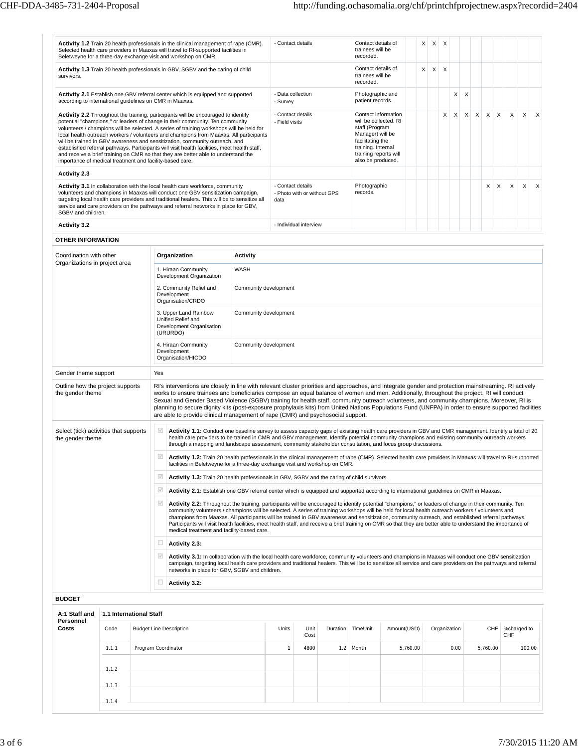| Activity | Means of verification | Monitoring method | | | | | | | | | | | | | | |
|---|---|---|---|---|---|---|---|---|---|---|---|---|---|---|---|---|
| **Activity 1.2** Train 20 health professionals in the clinical management of rape (CMR). Selected health care providers in Maaxas will travel to RI-supported facilities in Beletweyne for a three-day exchange visit and workshop on CMR. | - Contact details | Contact details of trainees will be recorded. | | X | X | X | | | | | | | | | | |
| **Activity 1.3** Train 20 health professionals in GBV, SGBV and the caring of child survivors. | | Contact details of trainees will be recorded. | | X | X | X | | | | | | | | | | |
| **Activity 2.1** Establish one GBV referral center which is equipped and supported according to international guidelines on CMR in Maaxas. | - Data collection<br>- Survey | Photographic and patient records. | | | | | X | X | | | | | | | | |
| **Activity 2.2** Throughout the training, participants will be encouraged to identify potential "champions," or leaders of change in their community. Ten community volunteers / champions will be selected. A series of training workshops will be held for local health outreach workers / volunteers and champions from Maaxas. All participants will be trained in GBV awareness and sensitization, community outreach, and established referral pathways. Participants will visit health facilities, meet health staff, and receive a brief training on CMR so that they are better able to understand the importance of medical treatment and facility-based care. | - Contact details<br>- Field visits | Contact information will be collected. RI staff (Program Manager) will be facilitating the training. Internal training reports will also be produced. | | | | X | X | X | X | X | X | X | X | X | | |
| **Activity 2.3** | | | | | | | | | | | | | | | | |
| **Activity 3.1** In collaboration with the local health care workforce, community volunteers and champions in Maaxas will conduct one GBV sensitization campaign, targeting local health care providers and traditional healers. This will be to sensitize all service and care providers on the pathways and referral networks in place for GBV, SGBV and children. | - Contact details<br>- Photo with or without GPS data | Photographic records. | | | | | | | | X | X | X | X | X | | |
| **Activity 3.2** | - Individual interview | | | | | | | | | | | | | | | |

**OTHER INFORMATION**

Coordination with other Organizations in project area

| Organization | Activity |
|---|---|
| 1. Hiraan Community Development Organization | WASH |
| 2. Community Relief and Development Organisation/CRDO | Community development |
| 3. Upper Land Rainbow Unified Relief and Development Organisation (URURDO) | Community development |
| 4. Hiraan Community Development Organisation/HICDO | Community development |

**Gender theme support:** Yes

**Outline how the project supports the gender theme**

RI's interventions are closely in line with relevant cluster priorities and approaches, and integrate gender and protection mainstreaming. RI actively works to ensure trainees and beneficiaries compose an equal balance of women and men. Additionally, throughout the project, RI will conduct Sexual and Gender Based Violence (SGBV) training for health staff, community outreach volunteers, and community champions. Moreover, RI is planning to secure dignity kits (post-exposure prophylaxis kits) from United Nations Populations Fund (UNFPA) in order to ensure supported facilities are able to provide clinical management of rape (CMR) and psychosocial support.

**Select (tick) activities that supports the gender theme**

- [x] **Activity 1.1:** Conduct one baseline survey to assess capacity gaps of exisiting health care providers in GBV and CMR management. Identify a total of 20 health care providers to be trained in CMR and GBV management. Identify potential community champions and existing community outreach workers through a mapping and landscape assessment, community stakeholder consultation, and focus group discussions.
- [x] **Activity 1.2:** Train 20 health professionals in the clinical management of rape (CMR). Selected health care providers in Maaxas will travel to RI-supported facilities in Beletweyne for a three-day exchange visit and workshop on CMR.
- [x] **Activity 1.3:** Train 20 health professionals in GBV, SGBV and the caring of child survivors.
- [x] **Activity 2.1:** Establish one GBV referral center which is equipped and supported according to international guidelines on CMR in Maaxas.
- [x] **Activity 2.2:** Throughout the training, participants will be encouraged to identify potential "champions," or leaders of change in their community. Ten community volunteers / champions will be selected. A series of training workshops will be held for local health outreach workers / volunteers and champions from Maaxas. All participants will be trained in GBV awareness and sensitization, community outreach, and established referral pathways. Participants will visit health facilities, meet health staff, and receive a brief training on CMR so that they are better able to understand the importance of medical treatment and facility-based care.
- [ ] **Activity 2.3:**
- [x] **Activity 3.1:** In collaboration with the local health care workforce, community volunteers and champions in Maaxas will conduct one GBV sensitization campaign, targeting local health care providers and traditional healers. This will be to sensitize all service and care providers on the pathways and referral networks in place for GBV, SGBV and children.
- [ ] **Activity 3.2:**

**BUDGET**

**A:1 Staff and Personnel Costs**

**1.1 International Staff**

| Code | Budget Line Description | Units | Unit Cost | Duration | TimeUnit | Amount(USD) | Organization | CHF | %charged to CHF |
|---|---|---|---|---|---|---|---|---|---|
| 1.1.1 | Program Coordinator | 1 | 4800 | 1.2 | Month | 5,760.00 | 0.00 | 5,760.00 | 100.00 |
| 1.1.2 | | | | | | | | | |
| 1.1.3 | | | | | | | | | |
| 1.1.4 | | | | | | | | | |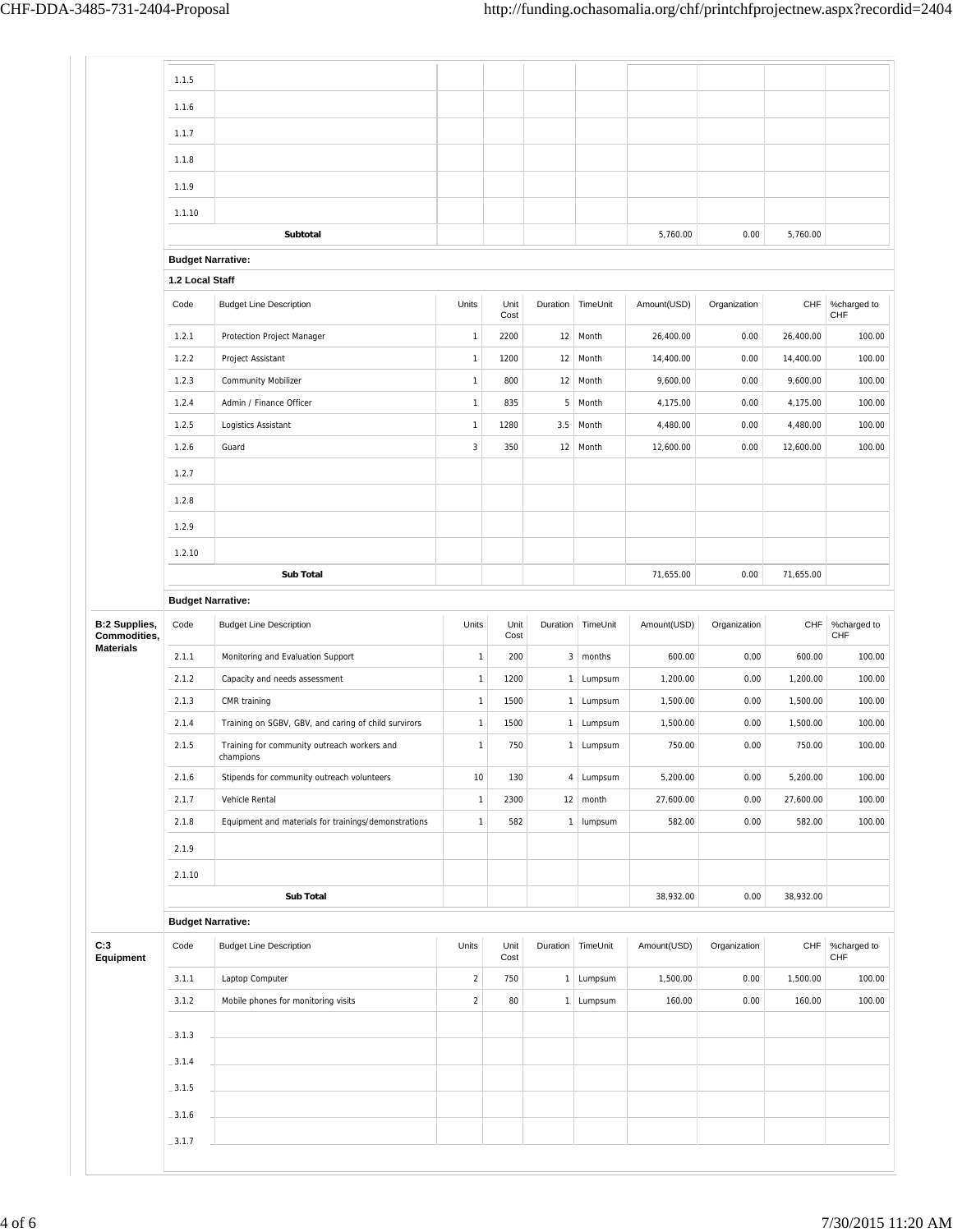| Code | Budget Line Description | Units | Unit Cost | Duration | TimeUnit | Amount(USD) | Organization | CHF | %charged to CHF |
|---|---|---|---|---|---|---|---|---|---|
| 1.1.5 | | | | | | | | | |
| 1.1.6 | | | | | | | | | |
| 1.1.7 | | | | | | | | | |
| 1.1.8 | | | | | | | | | |
| 1.1.9 | | | | | | | | | |
| 1.1.10 | | | | | | | | | |
| | **Subtotal** | | | | | 5,760.00 | 0.00 | 5,760.00 | |

**Budget Narrative:**

**1.2 Local Staff**

| Code | Budget Line Description | Units | Unit Cost | Duration | TimeUnit | Amount(USD) | Organization | CHF | %charged to CHF |
|---|---|---|---|---|---|---|---|---|---|
| 1.2.1 | Protection Project Manager | 1 | 2200 | 12 | Month | 26,400.00 | 0.00 | 26,400.00 | 100.00 |
| 1.2.2 | Project Assistant | 1 | 1200 | 12 | Month | 14,400.00 | 0.00 | 14,400.00 | 100.00 |
| 1.2.3 | Community Mobilizer | 1 | 800 | 12 | Month | 9,600.00 | 0.00 | 9,600.00 | 100.00 |
| 1.2.4 | Admin / Finance Officer | 1 | 835 | 5 | Month | 4,175.00 | 0.00 | 4,175.00 | 100.00 |
| 1.2.5 | Logistics Assistant | 1 | 1280 | 3.5 | Month | 4,480.00 | 0.00 | 4,480.00 | 100.00 |
| 1.2.6 | Guard | 3 | 350 | 12 | Month | 12,600.00 | 0.00 | 12,600.00 | 100.00 |
| 1.2.7 | | | | | | | | | |
| 1.2.8 | | | | | | | | | |
| 1.2.9 | | | | | | | | | |
| 1.2.10 | | | | | | | | | |
| | **Sub Total** | | | | | 71,655.00 | 0.00 | 71,655.00 | |

**Budget Narrative:**

**B:2 Supplies, Commodities, Materials**

| Code | Budget Line Description | Units | Unit Cost | Duration | TimeUnit | Amount(USD) | Organization | CHF | %charged to CHF |
|---|---|---|---|---|---|---|---|---|---|
| 2.1.1 | Monitoring and Evaluation Support | 1 | 200 | 3 | months | 600.00 | 0.00 | 600.00 | 100.00 |
| 2.1.2 | Capacity and needs assessment | 1 | 1200 | 1 | Lumpsum | 1,200.00 | 0.00 | 1,200.00 | 100.00 |
| 2.1.3 | CMR training | 1 | 1500 | 1 | Lumpsum | 1,500.00 | 0.00 | 1,500.00 | 100.00 |
| 2.1.4 | Training on SGBV, GBV, and caring of child survirors | 1 | 1500 | 1 | Lumpsum | 1,500.00 | 0.00 | 1,500.00 | 100.00 |
| 2.1.5 | Training for community outreach workers and champions | 1 | 750 | 1 | Lumpsum | 750.00 | 0.00 | 750.00 | 100.00 |
| 2.1.6 | Stipends for community outreach volunteers | 10 | 130 | 4 | Lumpsum | 5,200.00 | 0.00 | 5,200.00 | 100.00 |
| 2.1.7 | Vehicle Rental | 1 | 2300 | 12 | month | 27,600.00 | 0.00 | 27,600.00 | 100.00 |
| 2.1.8 | Equipment and materials for trainings/demonstrations | 1 | 582 | 1 | lumpsum | 582.00 | 0.00 | 582.00 | 100.00 |
| 2.1.9 | | | | | | | | | |
| 2.1.10 | | | | | | | | | |
| | **Sub Total** | | | | | 38,932.00 | 0.00 | 38,932.00 | |

**Budget Narrative:**

**C:3 Equipment**

| Code | Budget Line Description | Units | Unit Cost | Duration | TimeUnit | Amount(USD) | Organization | CHF | %charged to CHF |
|---|---|---|---|---|---|---|---|---|---|
| 3.1.1 | Laptop Computer | 2 | 750 | 1 | Lumpsum | 1,500.00 | 0.00 | 1,500.00 | 100.00 |
| 3.1.2 | Mobile phones for monitoring visits | 2 | 80 | 1 | Lumpsum | 160.00 | 0.00 | 160.00 | 100.00 |
| 3.1.3 | | | | | | | | | |
| 3.1.4 | | | | | | | | | |
| 3.1.5 | | | | | | | | | |
| 3.1.6 | | | | | | | | | |
| 3.1.7 | | | | | | | | | |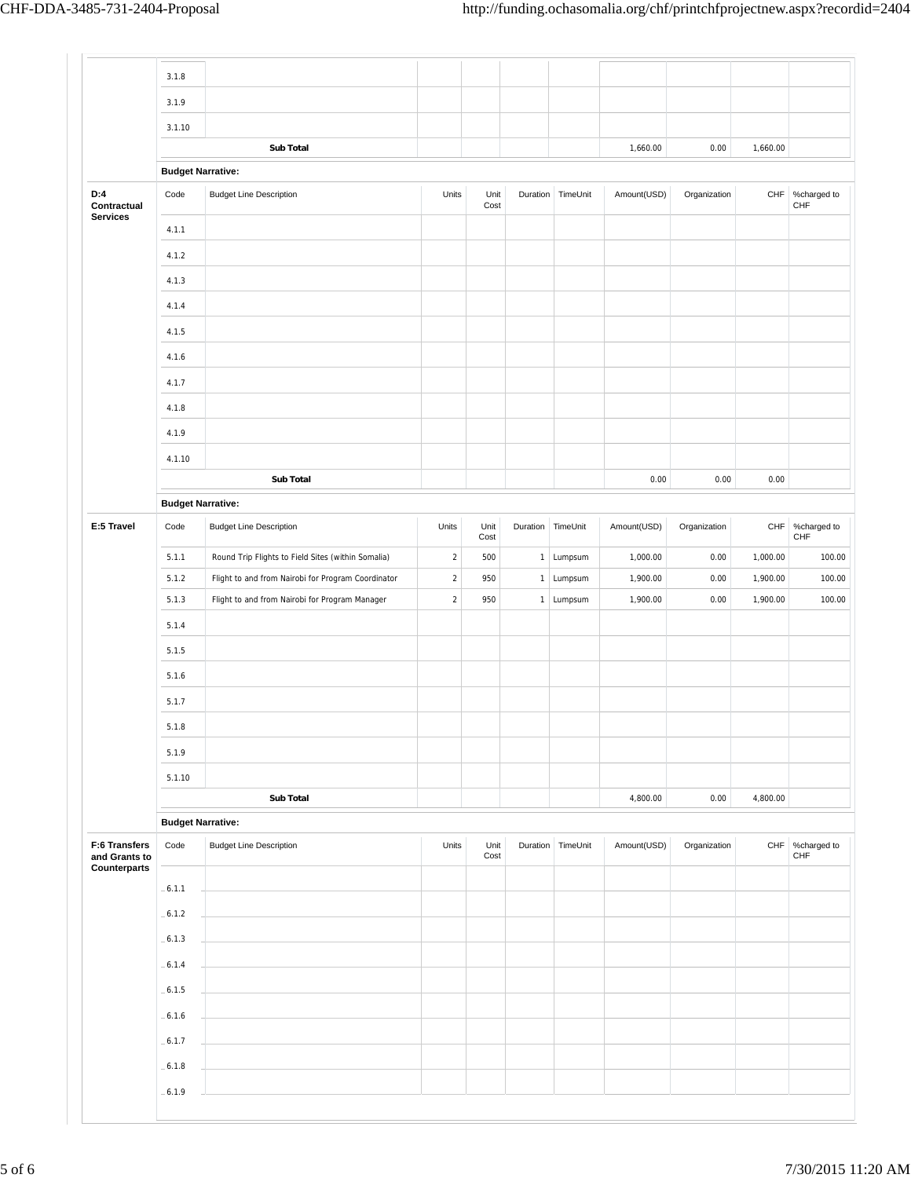| | Code | Budget Line Description | Units | Unit Cost | Duration | TimeUnit | Amount(USD) | Organization | CHF | %charged to CHF |
|---|---|---|---|---|---|---|---|---|---|---|
| | 3.1.8 | | | | | | | | | |
| | 3.1.9 | | | | | | | | | |
| | 3.1.10 | | | | | | | | | |
| | | Sub Total | | | | | 1,660.00 | 0.00 | 1,660.00 | |

**Budget Narrative:**

| D:4 Contractual Services | Code | Budget Line Description | Units | Unit Cost | Duration | TimeUnit | Amount(USD) | Organization | CHF | %charged to CHF |
|---|---|---|---|---|---|---|---|---|---|---|
| | 4.1.1 | | | | | | | | | |
| | 4.1.2 | | | | | | | | | |
| | 4.1.3 | | | | | | | | | |
| | 4.1.4 | | | | | | | | | |
| | 4.1.5 | | | | | | | | | |
| | 4.1.6 | | | | | | | | | |
| | 4.1.7 | | | | | | | | | |
| | 4.1.8 | | | | | | | | | |
| | 4.1.9 | | | | | | | | | |
| | 4.1.10 | | | | | | | | | |
| | | Sub Total | | | | | 0.00 | 0.00 | 0.00 | |

**Budget Narrative:**

| E:5 Travel | Code | Budget Line Description | Units | Unit Cost | Duration | TimeUnit | Amount(USD) | Organization | CHF | %charged to CHF |
|---|---|---|---|---|---|---|---|---|---|---|
| | 5.1.1 | Round Trip Flights to Field Sites (within Somalia) | 2 | 500 | 1 | Lumpsum | 1,000.00 | 0.00 | 1,000.00 | 100.00 |
| | 5.1.2 | Flight to and from Nairobi for Program Coordinator | 2 | 950 | 1 | Lumpsum | 1,900.00 | 0.00 | 1,900.00 | 100.00 |
| | 5.1.3 | Flight to and from Nairobi for Program Manager | 2 | 950 | 1 | Lumpsum | 1,900.00 | 0.00 | 1,900.00 | 100.00 |
| | 5.1.4 | | | | | | | | | |
| | 5.1.5 | | | | | | | | | |
| | 5.1.6 | | | | | | | | | |
| | 5.1.7 | | | | | | | | | |
| | 5.1.8 | | | | | | | | | |
| | 5.1.9 | | | | | | | | | |
| | 5.1.10 | | | | | | | | | |
| | | Sub Total | | | | | 4,800.00 | 0.00 | 4,800.00 | |

**Budget Narrative:**

| F:6 Transfers and Grants to Counterparts | Code | Budget Line Description | Units | Unit Cost | Duration | TimeUnit | Amount(USD) | Organization | CHF | %charged to CHF |
|---|---|---|---|---|---|---|---|---|---|---|
| | 6.1.1 | | | | | | | | | |
| | 6.1.2 | | | | | | | | | |
| | 6.1.3 | | | | | | | | | |
| | 6.1.4 | | | | | | | | | |
| | 6.1.5 | | | | | | | | | |
| | 6.1.6 | | | | | | | | | |
| | 6.1.7 | | | | | | | | | |
| | 6.1.8 | | | | | | | | | |
| | 6.1.9 | | | | | | | | | |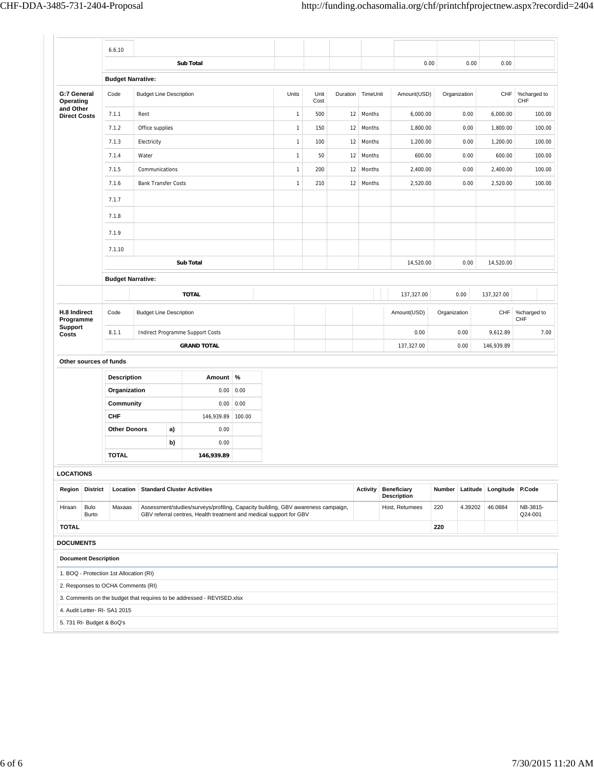| | Code | Budget Line Description | Units | Unit Cost | Duration | TimeUnit | Amount(USD) | Organization | CHF | %charged to CHF |
|---|---|---|---|---|---|---|---|---|---|---|
| | 6.6.10 | | | | | | | | | |
| | | **Sub Total** | | | | | 0.00 | 0.00 | 0.00 | |

**Budget Narrative:**

| G:7 General Operating and Other Direct Costs | Code | Budget Line Description | Units | Unit Cost | Duration | TimeUnit | Amount(USD) | Organization | CHF | %charged to CHF |
|---|---|---|---|---|---|---|---|---|---|---|
| | 7.1.1 | Rent | 1 | 500 | 12 | Months | 6,000.00 | 0.00 | 6,000.00 | 100.00 |
| | 7.1.2 | Office supplies | 1 | 150 | 12 | Months | 1,800.00 | 0.00 | 1,800.00 | 100.00 |
| | 7.1.3 | Electricity | 1 | 100 | 12 | Months | 1,200.00 | 0.00 | 1,200.00 | 100.00 |
| | 7.1.4 | Water | 1 | 50 | 12 | Months | 600.00 | 0.00 | 600.00 | 100.00 |
| | 7.1.5 | Communications | 1 | 200 | 12 | Months | 2,400.00 | 0.00 | 2,400.00 | 100.00 |
| | 7.1.6 | Bank Transfer Costs | 1 | 210 | 12 | Months | 2,520.00 | 0.00 | 2,520.00 | 100.00 |
| | 7.1.7 | | | | | | | | | |
| | 7.1.8 | | | | | | | | | |
| | 7.1.9 | | | | | | | | | |
| | 7.1.10 | | | | | | | | | |
| | | **Sub Total** | | | | | 14,520.00 | 0.00 | 14,520.00 | |

**Budget Narrative:**

| | | | Amount(USD) | Organization | CHF | |
|---|---|---|---|---|---|---|
| | | **TOTAL** | 137,327.00 | 0.00 | 137,327.00 | |

| H.8 Indirect Programme Support Costs | Code | Budget Line Description | Amount(USD) | Organization | CHF | %charged to CHF |
|---|---|---|---|---|---|---|
| | 8.1.1 | Indirect Programme Support Costs | 0.00 | 0.00 | 9,612.89 | 7.00 |
| | | **GRAND TOTAL** | 137,327.00 | 0.00 | 146,939.89 | |

**Other sources of funds**

| Description | | Amount | % |
|---|---|---|---|
| **Organization** | | 0.00 | 0.00 |
| **Community** | | 0.00 | 0.00 |
| **CHF** | | 146,939.89 | 100.00 |
| **Other Donors** | **a)** | 0.00 | |
| | **b)** | 0.00 | |
| **TOTAL** | | **146,939.89** | |

**LOCATIONS**

| Region | District | Location | Standard Cluster Activities | Activity | Beneficiary Description | Number | Latitude | Longitude | P.Code |
|---|---|---|---|---|---|---|---|---|---|
| Hiraan | Bulo Burto | Maxaas | Assessment/studies/surveys/profiling, Capacity building, GBV awareness campaign, GBV referral centres, Health treatment and medical support for GBV | | Host, Returnees | 220 | 4.39202 | 46.0884 | NB-3815-Q24-001 |
| **TOTAL** | | | | | | **220** | | | |

**DOCUMENTS**

| Document Description |
|---|
| 1. BOQ - Protection 1st Allocation (RI) |
| 2. Responses to OCHA Comments (RI) |
| 3. Comments on the budget that requires to be addressed - REVISED.xlsx |
| 4. Audit Letter- RI- SA1 2015 |
| 5. 731 RI- Budget & BoQ's |